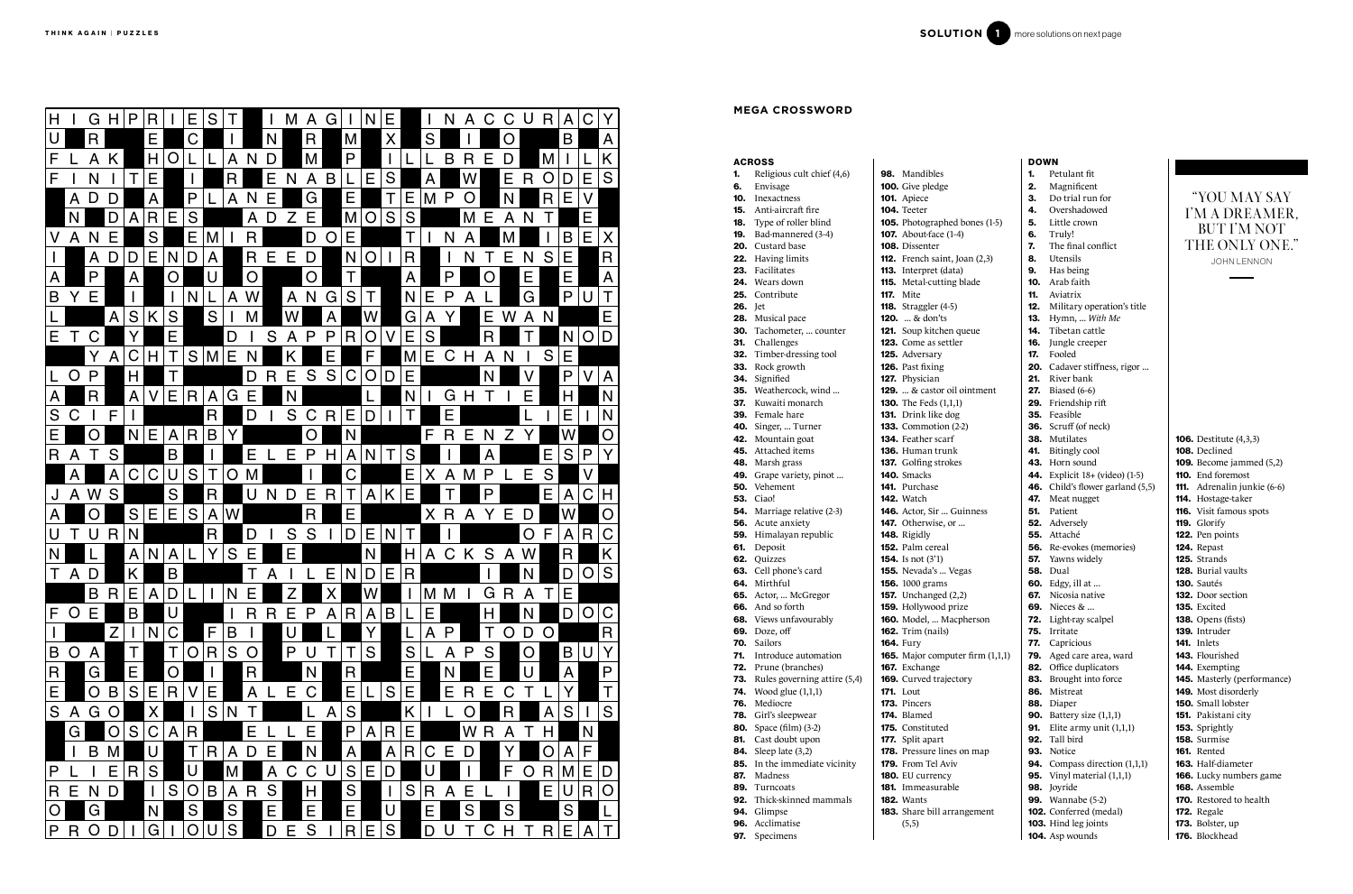## SOLUTION 1

more solutions on next page

## MEGA CROSSWORD

### ACROSS

**1.** Religious cult chief (4,6)
**6.** Envisage
**10.** Inexactness
**15.** Anti-aircraft fire
**18.** Type of roller blind
**19.** Bad-mannered (3-4)
**20.** Custard base
**22.** Having limits
**23.** Facilitates
**24.** Wears down
**25.** Contribute
**26.** Jet
**28.** Musical pace
**30.** Tachometer, ... counter
**31.** Challenges
**32.** Timber-dressing tool
**33.** Rock growth
**34.** Signified
**35.** Weathercock, wind ...
**37.** Kuwaiti monarch
**39.** Female hare
**40.** Singer, ... Turner
**42.** Mountain goat
**45.** Attached items
**48.** Marsh grass
**49.** Grape variety, pinot ...
**50.** Vehement
**53.** Ciao!
**54.** Marriage relative (2-3)
**56.** Acute anxiety
**59.** Himalayan republic
**61.** Deposit
**62.** Quizzes
**63.** Cell phone's card
**64.** Mirthful
**65.** Actor, ... McGregor
**66.** And so forth
**68.** Views unfavourably
**69.** Doze, off
**70.** Sailors
**71.** Introduce automation
**72.** Prune (branches)
**73.** Rules governing attire (5,4)
**74.** Wood glue (1,1,1)
**76.** Mediocre
**78.** Girl's sleepwear
**80.** Space (film) (3-2)
**81.** Cast doubt upon
**84.** Sleep late (3,2)
**85.** In the immediate vicinity
**87.** Madness
**89.** Turncoats
**92.** Thick-skinned mammals
**94.** Glimpse
**96.** Acclimatise
**97.** Specimens
**98.** Mandibles
**100.** Give pledge
**101.** Apiece
**104.** Teeter
**105.** Photographed bones (1-5)
**107.** About-face (1-4)
**108.** Dissenter
**112.** French saint, Joan (2,3)
**113.** Interpret (data)
**115.** Metal-cutting blade
**117.** Mite
**118.** Straggler (4-5)
**120.** ... & don'ts
**121.** Soup kitchen queue
**123.** Come as settler
**125.** Adversary
**126.** Past fixing
**127.** Physician
**129.** ... & castor oil ointment
**130.** The Feds (1,1,1)
**131.** Drink like dog
**133.** Commotion (2-2)
**134.** Feather scarf
**136.** Human trunk
**137.** Golfing strokes
**140.** Smacks
**141.** Purchase
**142.** Watch
**146.** Actor, Sir ... Guinness
**147.** Otherwise, or ...
**148.** Rigidly
**152.** Palm cereal
**154.** Is not (3'1)
**155.** Nevada's ... Vegas
**156.** 1000 grams
**157.** Unchanged (2,2)
**159.** Hollywood prize
**160.** Model, ... Macpherson
**162.** Trim (nails)
**164.** Fury
**165.** Major computer firm (1,1,1)
**167.** Exchange
**169.** Curved trajectory
**171.** Lout
**173.** Pincers
**174.** Blamed
**175.** Constituted
**177.** Split apart
**178.** Pressure lines on map
**179.** From Tel Aviv
**180.** EU currency
**181.** Immeasurable
**182.** Wants
**183.** Share bill arrangement (5,5)

### DOWN

**1.** Petulant fit
**2.** Magnificent
**3.** Do trial run for
**4.** Overshadowed
**5.** Little crown
**6.** Truly!
**7.** The final conflict
**8.** Utensils
**9.** Has being
**10.** Arab faith
**11.** Aviatrix
**12.** Military operation's title
**13.** Hymn, ... *With Me*
**14.** Tibetan cattle
**16.** Jungle creeper
**17.** Fooled
**20.** Cadaver stiffness, rigor ...
**21.** River bank
**27.** Biased (6-6)
**29.** Friendship rift
**35.** Feasible
**36.** Scruff (of neck)
**38.** Mutilates
**41.** Bitingly cool
**43.** Horn sound
**44.** Explicit 18+ (video) (1-5)
**46.** Child's flower garland (5,5)
**47.** Meat nugget
**51.** Patient
**52.** Adversely
**55.** Attaché
**56.** Re-evokes (memories)
**57.** Yawns widely
**58.** Dual
**60.** Edgy, ill at ...
**67.** Nicosia native
**69.** Nieces & ...
**72.** Light-ray scalpel
**75.** Irritate
**77.** Capricious
**79.** Aged care area, ward
**82.** Office duplicators
**83.** Brought into force
**86.** Mistreat
**88.** Diaper
**90.** Battery size (1,1,1)
**91.** Elite army unit (1,1,1)
**92.** Tall bird
**93.** Notice
**94.** Compass direction (1,1,1)
**95.** Vinyl material (1,1,1)
**98.** Joyride
**99.** Wannabe (5-2)
**102.** Conferred (medal)
**103.** Hind leg joints
**104.** Asp wounds
**106.** Destitute (4,3,3)
**108.** Declined
**109.** Become jammed (5,2)
**110.** End foremost
**111.** Adrenalin junkie (6-6)
**114.** Hostage-taker
**116.** Visit famous spots
**119.** Glorify
**122.** Pen points
**124.** Repast
**125.** Strands
**128.** Burial vaults
**130.** Sautés
**132.** Door section
**135.** Excited
**138.** Opens (fists)
**139.** Intruder
**141.** Inlets
**143.** Flourished
**144.** Exempting
**145.** Masterly (performance)
**149.** Most disorderly
**150.** Small lobster
**151.** Pakistani city
**153.** Sprightly
**158.** Surmise
**161.** Rented
**163.** Half-diameter
**166.** Lucky numbers game
**168.** Assemble
**170.** Restored to health
**172.** Regale
**173.** Bolster, up
**176.** Blockhead

> "YOU MAY SAY I'M A DREAMER, BUT I'M NOT THE ONLY ONE."
>
> JOHN LENNON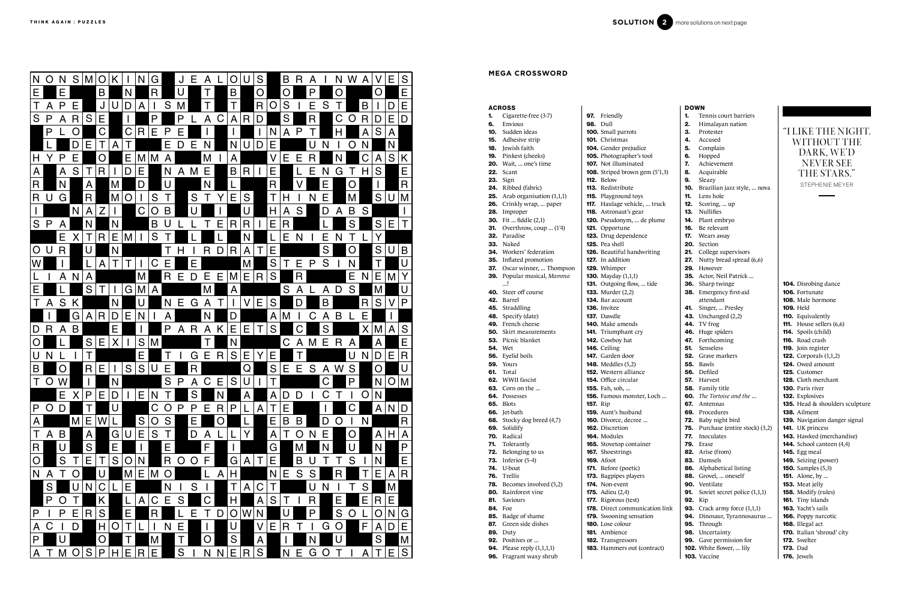## MEGA CROSSWORD

### ACROSS

**1.** Cigarette-free (3-7)
**6.** Envious
**10.** Sudden ideas
**15.** Adhesive strip
**18.** Jewish faith
**19.** Pinkest (cheeks)
**20.** Wait, ... one's time
**22.** Scant
**23.** Sign
**24.** Ribbed (fabric)
**25.** Arab organisation (1,1,1)
**26.** Crinkly wrap, ... paper
**28.** Improper
**30.** Fit ... fiddle (2,1)
**31.** Overthrow, coup ... (1'4)
**32.** Paradise
**33.** Naked
**34.** Workers' federation
**35.** Inflated promotion
**37.** Oscar winner, ... Thompson
**39.** Popular musical, *Mamma* ...!
**40.** Steer off course
**42.** Barrel
**45.** Straddling
**48.** Specify (date)
**49.** French cheese
**50.** Skirt measurements
**53.** Picnic blanket
**54.** Wet
**56.** Eyelid boils
**59.** Yours
**61.** Total
**62.** WWII fascist
**63.** Corn on the ...
**64.** Possesses
**65.** Blots
**66.** Jet-bath
**68.** Stocky dog breed (4,7)
**69.** Solidify
**70.** Radical
**71.** Tolerantly
**72.** Belonging to us
**73.** Inferior (5-4)
**74.** U-boat
**76.** Trellis
**78.** Becomes involved (5,2)
**80.** Rainforest vine
**81.** Saviours
**84.** Foe
**85.** Badge of shame
**87.** Green side dishes
**89.** Duty
**92.** Positives or ...
**94.** Please reply (1,1,1,1)
**96.** Fragrant waxy shrub
**97.** Friendly
**98.** Dull
**100.** Small parrots
**101.** Christmas
**104.** Gender prejudice
**105.** Photographer's tool
**107.** Not illuminated
**108.** Striped brown gem (5'1,3)
**112.** Below
**113.** Redistribute
**115.** Playground toys
**117.** Haulage vehicle, ... truck
**118.** Astronaut's gear
**120.** Pseudonym, ... de plume
**121.** Opportune
**123.** Drug dependence
**125.** Pea shell
**126.** Beautiful handwriting
**127.** In addition
**129.** Whimper
**130.** Mayday (1,1,1)
**131.** Outgoing flow, ... tide
**133.** Murder (2,2)
**134.** Bar account
**136.** Invitee
**137.** Dawdle
**140.** Make amends
**141.** Triumphant cry
**142.** Cowboy hat
**146.** Ceiling
**147.** Garden door
**148.** Meddles (5,2)
**152.** Western alliance
**154.** Office circular
**155.** Fah, soh, ...
**156.** Famous monster, Loch ...
**157.** Rip
**159.** Aunt's husband
**160.** Divorce, decree ...
**162.** Discretion
**164.** Modules
**165.** Stovetop container
**167.** Shoestrings
**169.** Afoot
**171.** Before (poetic)
**173.** Bagpipes players
**174.** Non-event
**175.** Adieu (2,4)
**177.** Rigorous (test)
**178.** Direct communication link
**179.** Swooning sensation
**180.** Lose colour
**181.** Ambience
**182.** Transgressors
**183.** Hammers out (contract)

### DOWN

**1.** Tennis court barriers
**2.** Himalayan nation
**3.** Protester
**4.** Accused
**5.** Complain
**6.** Hopped
**7.** Achievement
**8.** Acquirable
**9.** Sleazy
**10.** Brazilian jazz style, ... nova
**11.** Lens hole
**12.** Scoring, ... up
**13.** Nullifies
**14.** Plant embryo
**16.** Be relevant
**17.** Wears away
**20.** Section
**21.** College supervisors
**27.** Nutty bread spread (6,6)
**29.** However
**35.** Actor, Neil Patrick ...
**36.** Sharp twinge
**38.** Emergency first-aid attendant
**41.** Singer, ... Presley
**43.** Unchanged (2,2)
**44.** TV frog
**46.** Huge spiders
**47.** Forthcoming
**51.** Senseless
**52.** Grave markers
**55.** Bawls
**56.** Defiled
**57.** Harvest
**58.** Family title
**60.** *The Tortoise and the* ...
**67.** Antennas
**69.** Procedures
**72.** Baby night bird
**75.** Purchase (entire stock) (3,2)
**77.** Inoculates
**79.** Erase
**82.** Arise (from)
**83.** Damsels
**86.** Alphabetical listing
**88.** Grovel, ... oneself
**90.** Ventilate
**91.** Soviet secret police (1,1,1)
**92.** Kip
**93.** Crack army force (1,1,1)
**94.** Dinosaur, Tyrannosaurus ...
**95.** Through
**98.** Uncertainty
**99.** Gave permission for
**102.** White flower, ... lily
**103.** Vaccine
**104.** Disrobing dance
**106.** Fortunate
**108.** Male hormone
**109.** Held
**110.** Equivalently
**111.** House sellers (6,6)
**114.** Spoils (child)
**116.** Road crash
**119.** Join register
**122.** Corporals (1,1,2)
**124.** Owed amount
**125.** Customer
**128.** Cloth merchant
**130.** Paris river
**132.** Explosives
**135.** Head & shoulders sculpture
**138.** Ailment
**139.** Navigation danger signal
**141.** UK princess
**143.** Hawked (merchandise)
**144.** School canteen (4,4)
**145.** Egg meal
**149.** Seizing (power)
**150.** Samples (5,3)
**151.** Alone, by ...
**153.** Meat jelly
**158.** Modify (rules)
**161.** Tiny islands
**163.** Yacht's sails
**166.** Poppy narcotic
**168.** Illegal act
**170.** Italian 'shroud' city
**172.** Swelter
**173.** Dad
**176.** Jewels

"I LIKE THE NIGHT. WITHOUT THE DARK, WE'D NEVER SEE THE STARS."

STEPHENIE MEYER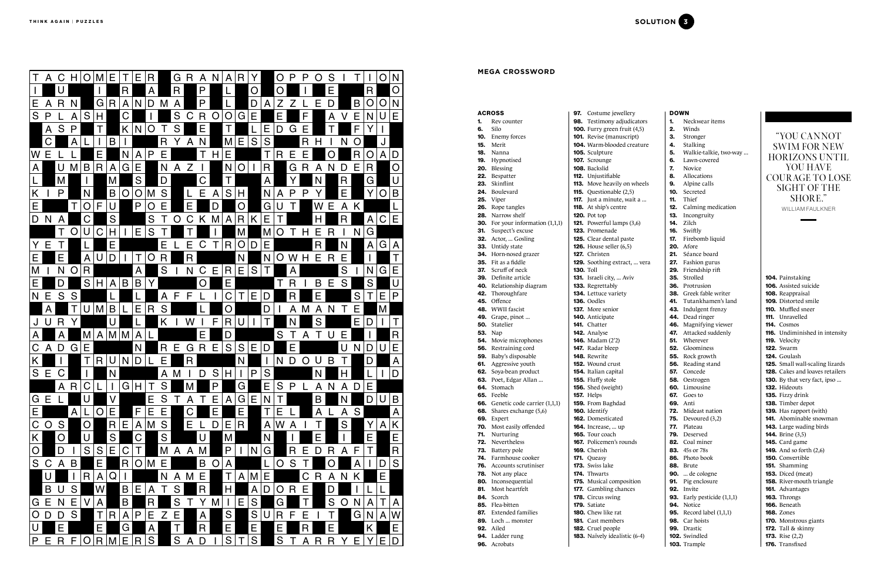# MEGA CROSSWORD

## ACROSS

**1.** Rev counter
**6.** Silo
**10.** Enemy forces
**15.** Merit
**18.** Nanna
**19.** Hypnotised
**20.** Blessing
**22.** Bespatter
**23.** Skinflint
**24.** Boulevard
**25.** Viper
**26.** Rope tangles
**28.** Narrow shelf
**30.** For your information (1,1,1)
**31.** Suspect's excuse
**32.** Actor, ... Gosling
**33.** Untidy state
**34.** Horn-nosed grazer
**35.** Fit as a fiddle
**37.** Scruff of neck
**39.** Definite article
**40.** Relationship diagram
**42.** Thoroughfare
**45.** Offence
**48.** WWII fascist
**49.** Grape, pinot ...
**50.** Statelier
**53.** Nap
**54.** Movie microphones
**56.** Restraining cord
**59.** Baby's disposable
**61.** Aggressive youth
**62.** Soya-bean product
**63.** Poet, Edgar Allan ...
**64.** Stomach
**65.** Feeble
**66.** Genetic code carrier (1,1,1)
**68.** Shares exchange (5,6)
**69.** Expert
**70.** Most easily offended
**71.** Nurturing
**72.** Nevertheless
**73.** Battery pole
**74.** Farmhouse cooker
**76.** Accounts scrutiniser
**78.** Not any place
**80.** Inconsequential
**81.** Most heartfelt
**84.** Scorch
**85.** Flea-bitten
**87.** Extended families
**89.** Loch ... monster
**92.** Ailed
**94.** Ladder rung
**96.** Acrobats
**97.** Costume jewellery
**98.** Testimony adjudicators
**100.** Furry green fruit (4,5)
**101.** Revise (manuscript)
**104.** Warm-blooded creature
**105.** Sculpture
**107.** Scrounge
**108.** Backslid
**112.** Unjustifiable
**113.** Move heavily on wheels
**115.** Questionable (2,5)
**117.** Just a minute, wait a ...
**118.** At ship's centre
**120.** Pot top
**121.** Powerful lamps (3,6)
**123.** Promenade
**125.** Clear dental paste
**126.** House seller (6,5)
**127.** Christen
**129.** Soothing extract, ... vera
**130.** Toll
**131.** Israeli city, ... Aviv
**133.** Regrettably
**134.** Lettuce variety
**136.** Oodles
**137.** More senior
**140.** Anticipate
**141.** Chatter
**142.** Analyse
**146.** Madam (2'2)
**147.** Radar bleep
**148.** Rewrite
**152.** Wound crust
**154.** Italian capital
**155.** Fluffy stole
**156.** Shed (weight)
**157.** Helps
**159.** From Baghdad
**160.** Identify
**162.** Domesticated
**164.** Increase, ... up
**165.** Tour coach
**167.** Policemen's rounds
**169.** Cherish
**171.** Queasy
**173.** Swiss lake
**174.** Thwarts
**175.** Musical composition
**177.** Gambling chances
**178.** Circus swing
**179.** Satiate
**180.** Chew like rat
**181.** Cast members
**182.** Cruel people
**183.** Naively idealistic (6-4)

## DOWN

**1.** Neckwear items
**2.** Winds
**3.** Stronger
**4.** Stalking
**5.** Walkie-talkie, two-way ...
**6.** Lawn-covered
**7.** Novice
**8.** Allocations
**9.** Alpine calls
**10.** Secreted
**11.** Thief
**12.** Calming medication
**13.** Incongruity
**14.** Zilch
**16.** Swiftly
**17.** Firebomb liquid
**20.** Afore
**21.** Séance board
**27.** Fashion gurus
**29.** Friendship rift
**35.** Strolled
**36.** Protrusion
**38.** Greek fable writer
**41.** Tutankhamen's land
**43.** Indulgent frenzy
**44.** Dead ringer
**46.** Magnifying viewer
**47.** Attacked suddenly
**51.** Wherever
**52.** Gloominess
**55.** Rock growth
**56.** Reading stand
**57.** Concede
**58.** Oestrogen
**60.** Limousine
**67.** Goes to
**69.** Anti
**72.** Mideast nation
**75.** Devoured (3,2)
**77.** Plateau
**79.** Deserved
**82.** Coal miner
**83.** 45s or 78s
**86.** Photo book
**88.** Brute
**90.** ... de cologne
**91.** Pig enclosure
**92.** Invite
**93.** Early pesticide (1,1,1)
**94.** Notice
**95.** Record label (1,1,1)
**98.** Car hoists
**99.** Drastic
**102.** Swindled
**103.** Trample
**104.** Painstaking
**106.** Assisted suicide
**108.** Reappraisal
**109.** Distorted smile
**110.** Muffled sneer
**111.** Unravelled
**114.** Cosmos
**116.** Undiminished in intensity
**119.** Velocity
**122.** Swarm
**124.** Goulash
**125.** Small wall-scaling lizards
**128.** Cakes and loaves retailers
**130.** By that very fact, ipso ...
**132.** Hideouts
**135.** Fizzy drink
**138.** Timber depot
**139.** Has rapport (with)
**141.** Abominable snowman
**143.** Large wading birds
**144.** Brine (3,5)
**145.** Card game
**149.** And so forth (2,6)
**150.** Convertible
**151.** Shamming
**153.** Diced (meat)
**158.** River-mouth triangle
**161.** Advantages
**163.** Throngs
**166.** Beneath
**168.** Zones
**170.** Monstrous giants
**172.** Tall & skinny
**173.** Rise (2,2)
**176.** Transfixed

"YOU CANNOT SWIM FOR NEW HORIZONS UNTIL YOU HAVE COURAGE TO LOSE SIGHT OF THE SHORE."

WILLIAM FAULKNER